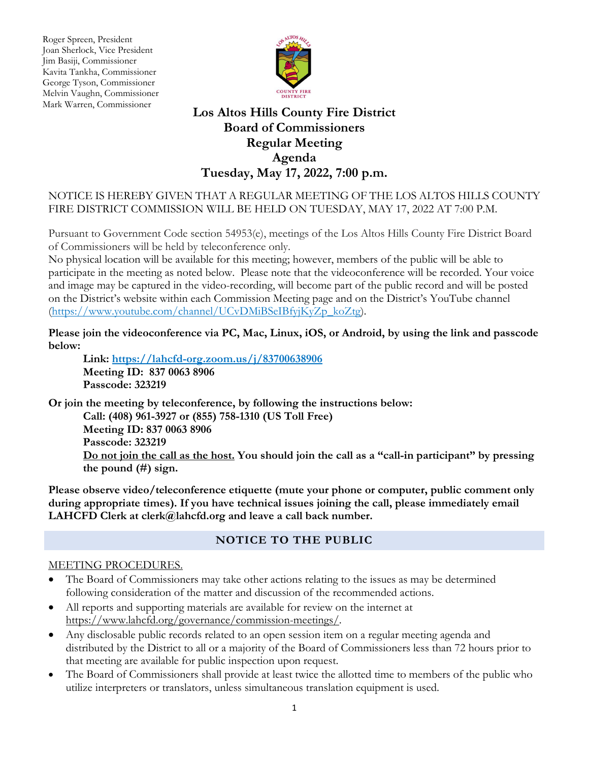Roger Spreen, President
Joan Sherlock, Vice President
Jim Basiji, Commissioner
Kavita Tankha, Commissioner
George Tyson, Commissioner
Melvin Vaughn, Commissioner
Mark Warren, Commissioner

# Los Altos Hills County Fire District Board of Commissioners Regular Meeting Agenda

## Tuesday, May 17, 2022, 7:00 p.m.

NOTICE IS HEREBY GIVEN THAT A REGULAR MEETING OF THE LOS ALTOS HILLS COUNTY FIRE DISTRICT COMMISSION WILL BE HELD ON TUESDAY, MAY 17, 2022 AT 7:00 P.M.

Pursuant to Government Code section 54953(e), meetings of the Los Altos Hills County Fire District Board of Commissioners will be held by teleconference only.
No physical location will be available for this meeting; however, members of the public will be able to participate in the meeting as noted below. Please note that the videoconference will be recorded. Your voice and image may be captured in the video-recording, will become part of the public record and will be posted on the District's website within each Commission Meeting page and on the District's YouTube channel (https://www.youtube.com/channel/UCvDMiBSeIBfyjKyZp_koZtg).

**Please join the videoconference via PC, Mac, Linux, iOS, or Android, by using the link and passcode below:**

**Link: https://lahcfd-org.zoom.us/j/83700638906**
**Meeting ID: 837 0063 8906**
**Passcode: 323219**

**Or join the meeting by teleconference, by following the instructions below:**

**Call: (408) 961-3927 or (855) 758-1310 (US Toll Free)**
**Meeting ID: 837 0063 8906**
**Passcode: 323219**
**Do not join the call as the host. You should join the call as a "call-in participant" by pressing the pound (#) sign.**

**Please observe video/teleconference etiquette (mute your phone or computer, public comment only during appropriate times). If you have technical issues joining the call, please immediately email LAHCFD Clerk at clerk@lahcfd.org and leave a call back number.**

## NOTICE TO THE PUBLIC

MEETING PROCEDURES.

- The Board of Commissioners may take other actions relating to the issues as may be determined following consideration of the matter and discussion of the recommended actions.
- All reports and supporting materials are available for review on the internet at https://www.lahcfd.org/governance/commission-meetings/.
- Any disclosable public records related to an open session item on a regular meeting agenda and distributed by the District to all or a majority of the Board of Commissioners less than 72 hours prior to that meeting are available for public inspection upon request.
- The Board of Commissioners shall provide at least twice the allotted time to members of the public who utilize interpreters or translators, unless simultaneous translation equipment is used.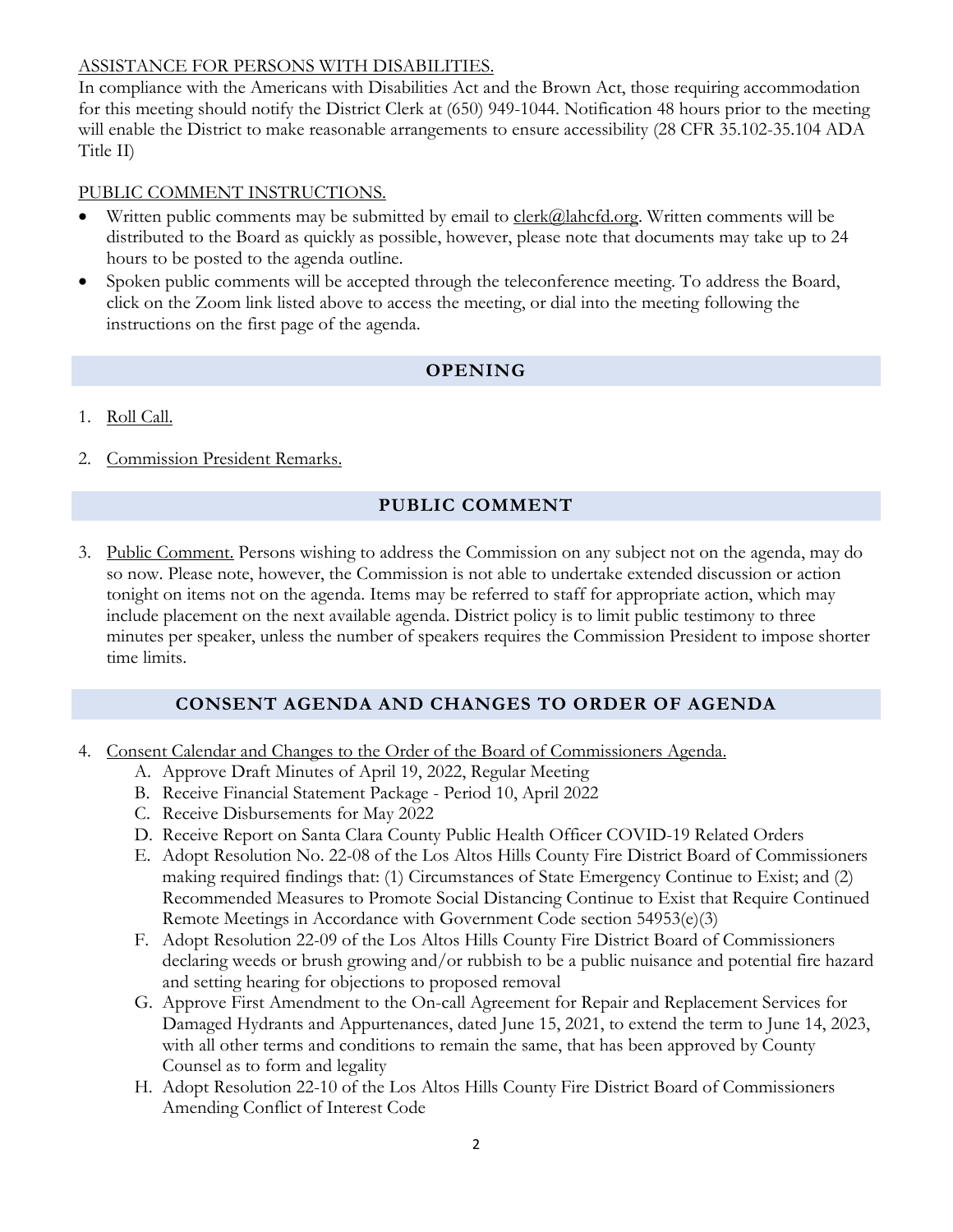ASSISTANCE FOR PERSONS WITH DISABILITIES.

In compliance with the Americans with Disabilities Act and the Brown Act, those requiring accommodation for this meeting should notify the District Clerk at (650) 949-1044. Notification 48 hours prior to the meeting will enable the District to make reasonable arrangements to ensure accessibility (28 CFR 35.102-35.104 ADA Title II)

PUBLIC COMMENT INSTRUCTIONS.

- Written public comments may be submitted by email to clerk@lahcfd.org. Written comments will be distributed to the Board as quickly as possible, however, please note that documents may take up to 24 hours to be posted to the agenda outline.
- Spoken public comments will be accepted through the teleconference meeting. To address the Board, click on the Zoom link listed above to access the meeting, or dial into the meeting following the instructions on the first page of the agenda.

## OPENING

1. Roll Call.

2. Commission President Remarks.

## PUBLIC COMMENT

3. Public Comment. Persons wishing to address the Commission on any subject not on the agenda, may do so now. Please note, however, the Commission is not able to undertake extended discussion or action tonight on items not on the agenda. Items may be referred to staff for appropriate action, which may include placement on the next available agenda. District policy is to limit public testimony to three minutes per speaker, unless the number of speakers requires the Commission President to impose shorter time limits.

## CONSENT AGENDA AND CHANGES TO ORDER OF AGENDA

4. Consent Calendar and Changes to the Order of the Board of Commissioners Agenda.
   A. Approve Draft Minutes of April 19, 2022, Regular Meeting
   B. Receive Financial Statement Package - Period 10, April 2022
   C. Receive Disbursements for May 2022
   D. Receive Report on Santa Clara County Public Health Officer COVID-19 Related Orders
   E. Adopt Resolution No. 22-08 of the Los Altos Hills County Fire District Board of Commissioners making required findings that: (1) Circumstances of State Emergency Continue to Exist; and (2) Recommended Measures to Promote Social Distancing Continue to Exist that Require Continued Remote Meetings in Accordance with Government Code section 54953(e)(3)
   F. Adopt Resolution 22-09 of the Los Altos Hills County Fire District Board of Commissioners declaring weeds or brush growing and/or rubbish to be a public nuisance and potential fire hazard and setting hearing for objections to proposed removal
   G. Approve First Amendment to the On-call Agreement for Repair and Replacement Services for Damaged Hydrants and Appurtenances, dated June 15, 2021, to extend the term to June 14, 2023, with all other terms and conditions to remain the same, that has been approved by County Counsel as to form and legality
   H. Adopt Resolution 22-10 of the Los Altos Hills County Fire District Board of Commissioners Amending Conflict of Interest Code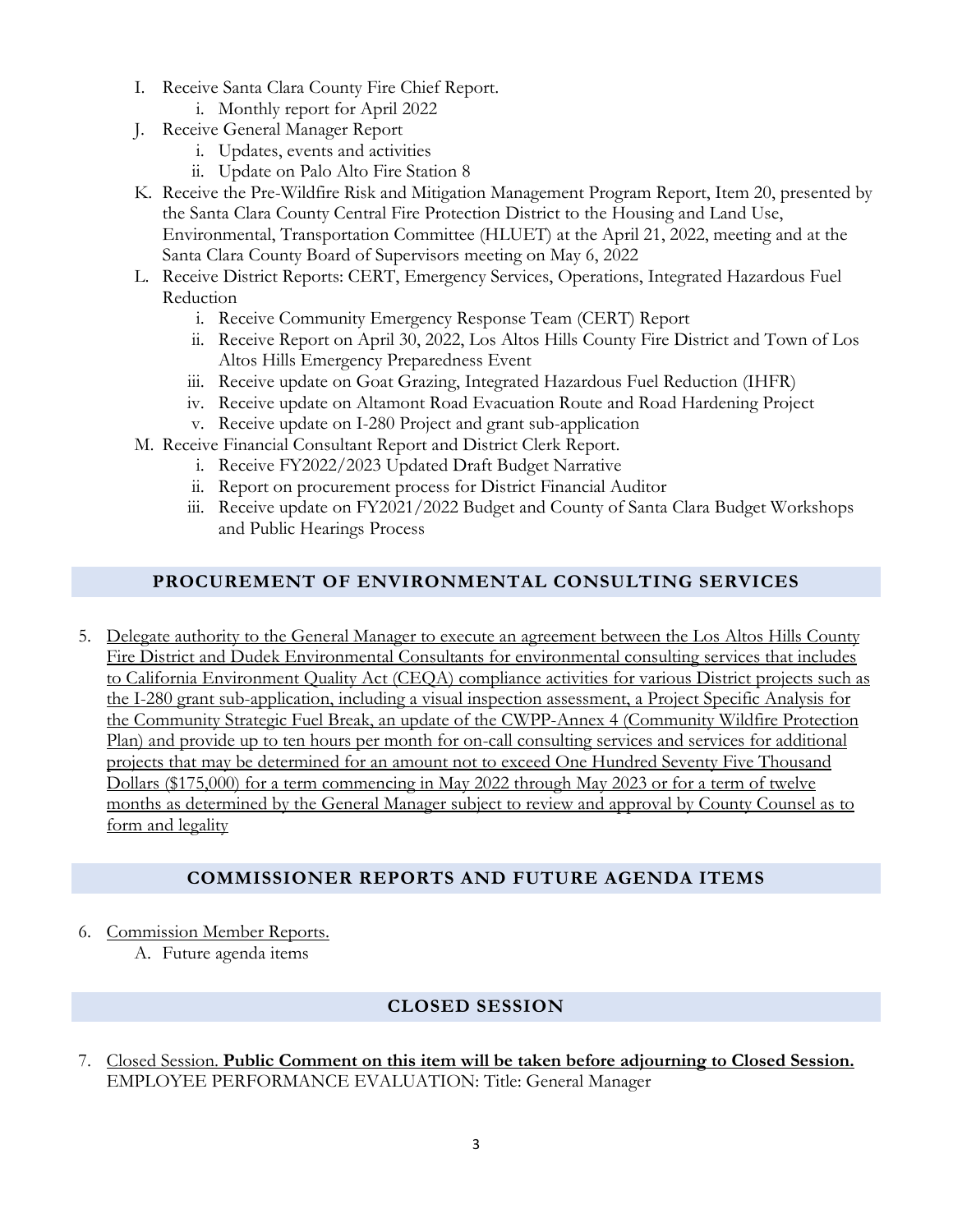I. Receive Santa Clara County Fire Chief Report.
   i. Monthly report for April 2022

J. Receive General Manager Report
   i. Updates, events and activities
   ii. Update on Palo Alto Fire Station 8

K. Receive the Pre-Wildfire Risk and Mitigation Management Program Report, Item 20, presented by the Santa Clara County Central Fire Protection District to the Housing and Land Use, Environmental, Transportation Committee (HLUET) at the April 21, 2022, meeting and at the Santa Clara County Board of Supervisors meeting on May 6, 2022

L. Receive District Reports: CERT, Emergency Services, Operations, Integrated Hazardous Fuel Reduction
   i. Receive Community Emergency Response Team (CERT) Report
   ii. Receive Report on April 30, 2022, Los Altos Hills County Fire District and Town of Los Altos Hills Emergency Preparedness Event
   iii. Receive update on Goat Grazing, Integrated Hazardous Fuel Reduction (IHFR)
   iv. Receive update on Altamont Road Evacuation Route and Road Hardening Project
   v. Receive update on I-280 Project and grant sub-application

M. Receive Financial Consultant Report and District Clerk Report.
   i. Receive FY2022/2023 Updated Draft Budget Narrative
   ii. Report on procurement process for District Financial Auditor
   iii. Receive update on FY2021/2022 Budget and County of Santa Clara Budget Workshops and Public Hearings Process

## PROCUREMENT OF ENVIRONMENTAL CONSULTING SERVICES

5. <u>Delegate authority to the General Manager to execute an agreement between the Los Altos Hills County Fire District and Dudek Environmental Consultants for environmental consulting services that includes to California Environment Quality Act (CEQA) compliance activities for various District projects such as the I-280 grant sub-application, including a visual inspection assessment, a Project Specific Analysis for the Community Strategic Fuel Break, an update of the CWPP-Annex 4 (Community Wildfire Protection Plan) and provide up to ten hours per month for on-call consulting services and services for additional projects that may be determined for an amount not to exceed One Hundred Seventy Five Thousand Dollars ($175,000) for a term commencing in May 2022 through May 2023 or for a term of twelve months as determined by the General Manager subject to review and approval by County Counsel as to form and legality</u>

## COMMISSIONER REPORTS AND FUTURE AGENDA ITEMS

6. <u>Commission Member Reports.</u>
   A. Future agenda items

## CLOSED SESSION

7. <u>Closed Session.</u> **<u>Public Comment on this item will be taken before adjourning to Closed Session.</u>**
   EMPLOYEE PERFORMANCE EVALUATION: Title: General Manager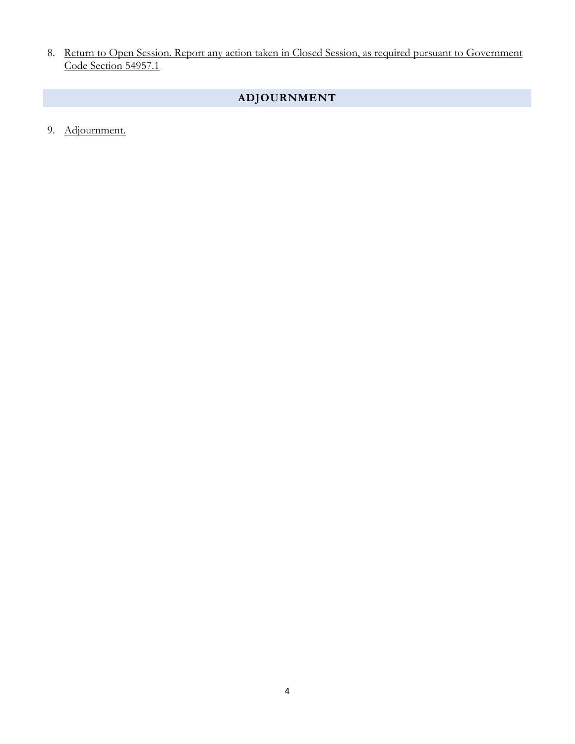8. Return to Open Session. Report any action taken in Closed Session, as required pursuant to Government Code Section 54957.1

## ADJOURNMENT

9. Adjournment.